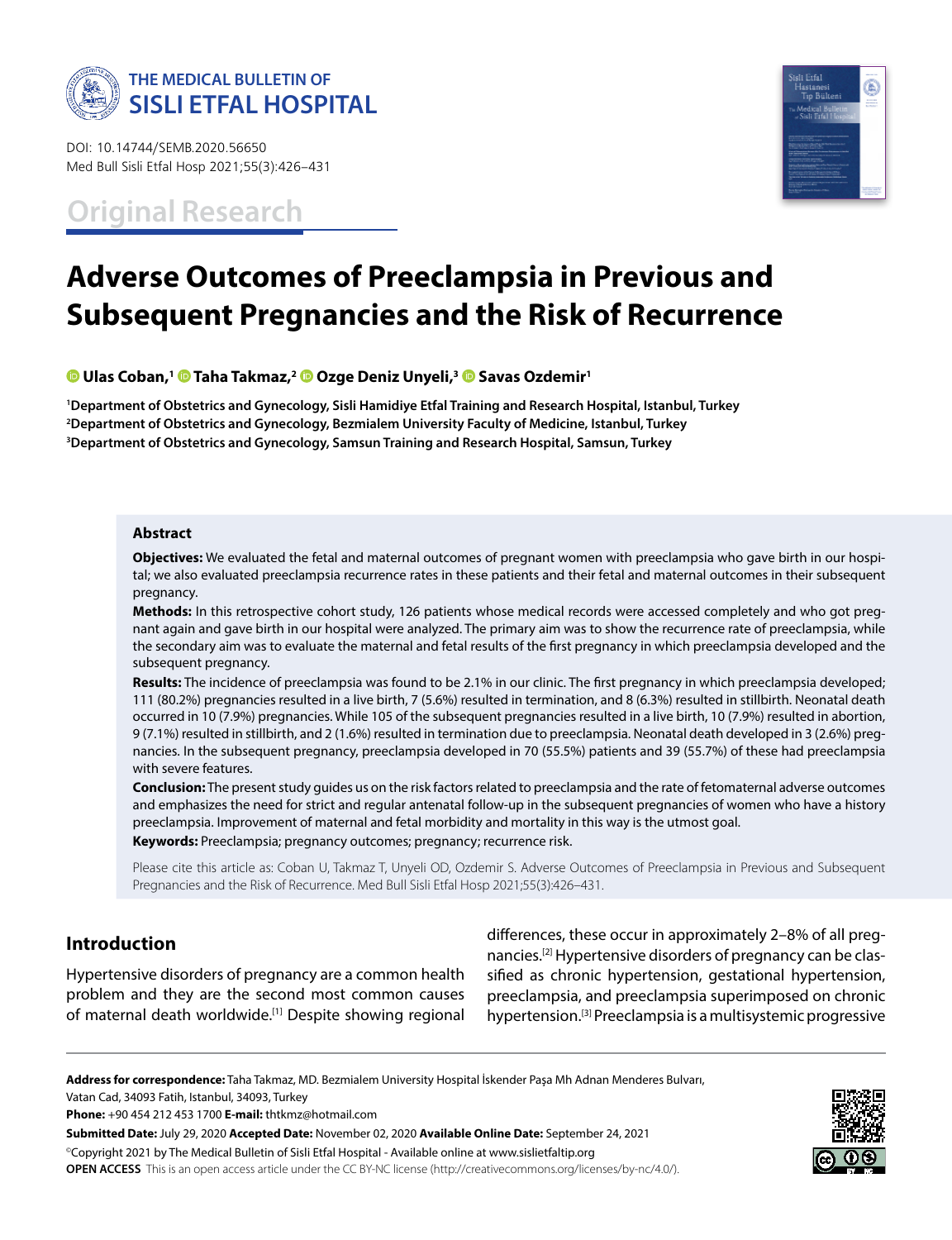THE MEDICAL BULLETIN OF
SISLI ETFAL HOSPITAL

DOI: 10.14744/SEMB.2020.56650
Med Bull Sisli Etfal Hosp 2021;55(3):426–431

Original Research

# Adverse Outcomes of Preeclampsia in Previous and Subsequent Pregnancies and the Risk of Recurrence

**Ulas Coban,[1] Taha Takmaz,[2] Ozge Deniz Unyeli,[3] Savas Ozdemir[1]**

[1]Department of Obstetrics and Gynecology, Sisli Hamidiye Etfal Training and Research Hospital, Istanbul, Turkey
[2]Department of Obstetrics and Gynecology, Bezmialem University Faculty of Medicine, Istanbul, Turkey
[3]Department of Obstetrics and Gynecology, Samsun Training and Research Hospital, Samsun, Turkey

## Abstract

**Objectives:** We evaluated the fetal and maternal outcomes of pregnant women with preeclampsia who gave birth in our hospital; we also evaluated preeclampsia recurrence rates in these patients and their fetal and maternal outcomes in their subsequent pregnancy.

**Methods:** In this retrospective cohort study, 126 patients whose medical records were accessed completely and who got pregnant again and gave birth in our hospital were analyzed. The primary aim was to show the recurrence rate of preeclampsia, while the secondary aim was to evaluate the maternal and fetal results of the first pregnancy in which preeclampsia developed and the subsequent pregnancy.

**Results:** The incidence of preeclampsia was found to be 2.1% in our clinic. The first pregnancy in which preeclampsia developed; 111 (80.2%) pregnancies resulted in a live birth, 7 (5.6%) resulted in termination, and 8 (6.3%) resulted in stillbirth. Neonatal death occurred in 10 (7.9%) pregnancies. While 105 of the subsequent pregnancies resulted in a live birth, 10 (7.9%) resulted in abortion, 9 (7.1%) resulted in stillbirth, and 2 (1.6%) resulted in termination due to preeclampsia. Neonatal death developed in 3 (2.6%) pregnancies. In the subsequent pregnancy, preeclampsia developed in 70 (55.5%) patients and 39 (55.7%) of these had preeclampsia with severe features.

**Conclusion:** The present study guides us on the risk factors related to preeclampsia and the rate of fetomaternal adverse outcomes and emphasizes the need for strict and regular antenatal follow-up in the subsequent pregnancies of women who have a history preeclampsia. Improvement of maternal and fetal morbidity and mortality in this way is the utmost goal.

**Keywords:** Preeclampsia; pregnancy outcomes; pregnancy; recurrence risk.

Please cite this article as: Coban U, Takmaz T, Unyeli OD, Ozdemir S. Adverse Outcomes of Preeclampsia in Previous and Subsequent Pregnancies and the Risk of Recurrence. Med Bull Sisli Etfal Hosp 2021;55(3):426–431.

## Introduction

Hypertensive disorders of pregnancy are a common health problem and they are the second most common causes of maternal death worldwide.[1] Despite showing regional differences, these occur in approximately 2–8% of all pregnancies.[2] Hypertensive disorders of pregnancy can be classified as chronic hypertension, gestational hypertension, preeclampsia, and preeclampsia superimposed on chronic hypertension.[3] Preeclampsia is a multisystemic progressive

**Address for correspondence:** Taha Takmaz, MD. Bezmialem University Hospital İskender Paşa Mh Adnan Menderes Bulvarı, Vatan Cad, 34093 Fatih, Istanbul, 34093, Turkey
**Phone:** +90 454 212 453 1700 **E-mail:** thtkmz@hotmail.com
**Submitted Date:** July 29, 2020 **Accepted Date:** November 02, 2020 **Available Online Date:** September 24, 2021
©Copyright 2021 by The Medical Bulletin of Sisli Etfal Hospital - Available online at www.sislietfaltip.org
**OPEN ACCESS** This is an open access article under the CC BY-NC license (http://creativecommons.org/licenses/by-nc/4.0/).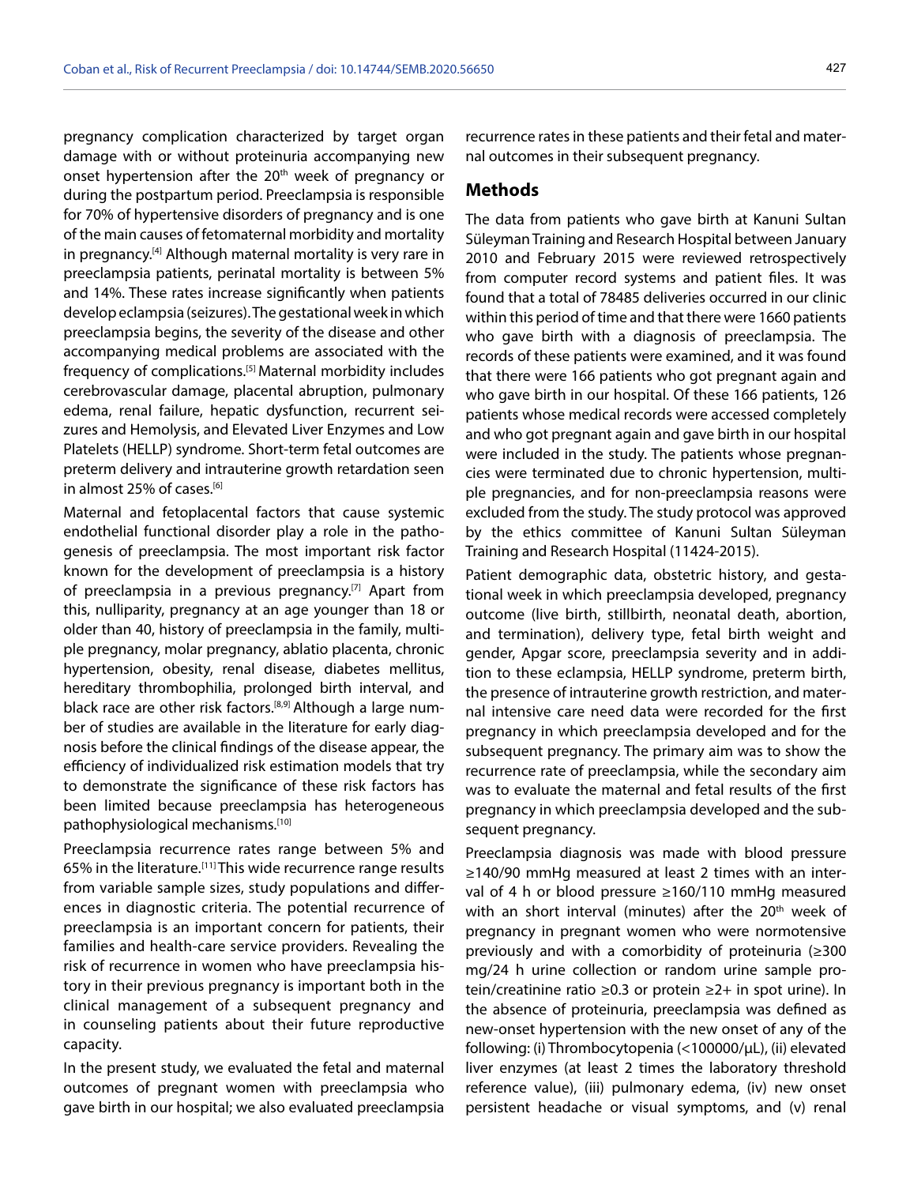pregnancy complication characterized by target organ damage with or without proteinuria accompanying new onset hypertension after the 20th week of pregnancy or during the postpartum period. Preeclampsia is responsible for 70% of hypertensive disorders of pregnancy and is one of the main causes of fetomaternal morbidity and mortality in pregnancy.[4] Although maternal mortality is very rare in preeclampsia patients, perinatal mortality is between 5% and 14%. These rates increase significantly when patients develop eclampsia (seizures). The gestational week in which preeclampsia begins, the severity of the disease and other accompanying medical problems are associated with the frequency of complications.[5] Maternal morbidity includes cerebrovascular damage, placental abruption, pulmonary edema, renal failure, hepatic dysfunction, recurrent seizures and Hemolysis, and Elevated Liver Enzymes and Low Platelets (HELLP) syndrome. Short-term fetal outcomes are preterm delivery and intrauterine growth retardation seen in almost 25% of cases.[6]

Maternal and fetoplacental factors that cause systemic endothelial functional disorder play a role in the pathogenesis of preeclampsia. The most important risk factor known for the development of preeclampsia is a history of preeclampsia in a previous pregnancy.[7] Apart from this, nulliparity, pregnancy at an age younger than 18 or older than 40, history of preeclampsia in the family, multiple pregnancy, molar pregnancy, ablatio placenta, chronic hypertension, obesity, renal disease, diabetes mellitus, hereditary thrombophilia, prolonged birth interval, and black race are other risk factors.[8,9] Although a large number of studies are available in the literature for early diagnosis before the clinical findings of the disease appear, the efficiency of individualized risk estimation models that try to demonstrate the significance of these risk factors has been limited because preeclampsia has heterogeneous pathophysiological mechanisms.[10]

Preeclampsia recurrence rates range between 5% and 65% in the literature.[11] This wide recurrence range results from variable sample sizes, study populations and differences in diagnostic criteria. The potential recurrence of preeclampsia is an important concern for patients, their families and health-care service providers. Revealing the risk of recurrence in women who have preeclampsia history in their previous pregnancy is important both in the clinical management of a subsequent pregnancy and in counseling patients about their future reproductive capacity.

In the present study, we evaluated the fetal and maternal outcomes of pregnant women with preeclampsia who gave birth in our hospital; we also evaluated preeclampsia recurrence rates in these patients and their fetal and maternal outcomes in their subsequent pregnancy.

## Methods

The data from patients who gave birth at Kanuni Sultan Süleyman Training and Research Hospital between January 2010 and February 2015 were reviewed retrospectively from computer record systems and patient files. It was found that a total of 78485 deliveries occurred in our clinic within this period of time and that there were 1660 patients who gave birth with a diagnosis of preeclampsia. The records of these patients were examined, and it was found that there were 166 patients who got pregnant again and who gave birth in our hospital. Of these 166 patients, 126 patients whose medical records were accessed completely and who got pregnant again and gave birth in our hospital were included in the study. The patients whose pregnancies were terminated due to chronic hypertension, multiple pregnancies, and for non-preeclampsia reasons were excluded from the study. The study protocol was approved by the ethics committee of Kanuni Sultan Süleyman Training and Research Hospital (11424-2015).

Patient demographic data, obstetric history, and gestational week in which preeclampsia developed, pregnancy outcome (live birth, stillbirth, neonatal death, abortion, and termination), delivery type, fetal birth weight and gender, Apgar score, preeclampsia severity and in addition to these eclampsia, HELLP syndrome, preterm birth, the presence of intrauterine growth restriction, and maternal intensive care need data were recorded for the first pregnancy in which preeclampsia developed and for the subsequent pregnancy. The primary aim was to show the recurrence rate of preeclampsia, while the secondary aim was to evaluate the maternal and fetal results of the first pregnancy in which preeclampsia developed and the subsequent pregnancy.

Preeclampsia diagnosis was made with blood pressure ≥140/90 mmHg measured at least 2 times with an interval of 4 h or blood pressure ≥160/110 mmHg measured with an short interval (minutes) after the 20th week of pregnancy in pregnant women who were normotensive previously and with a comorbidity of proteinuria (≥300 mg/24 h urine collection or random urine sample protein/creatinine ratio ≥0.3 or protein ≥2+ in spot urine). In the absence of proteinuria, preeclampsia was defined as new-onset hypertension with the new onset of any of the following: (i) Thrombocytopenia (<100000/μL), (ii) elevated liver enzymes (at least 2 times the laboratory threshold reference value), (iii) pulmonary edema, (iv) new onset persistent headache or visual symptoms, and (v) renal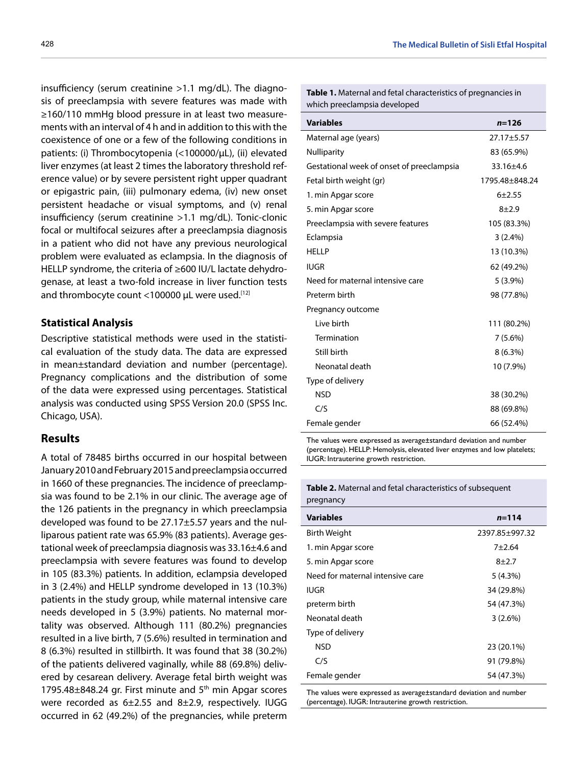insufficiency (serum creatinine >1.1 mg/dL). The diagnosis of preeclampsia with severe features was made with ≥160/110 mmHg blood pressure in at least two measurements with an interval of 4 h and in addition to this with the coexistence of one or a few of the following conditions in patients: (i) Thrombocytopenia (<100000/µL), (ii) elevated liver enzymes (at least 2 times the laboratory threshold reference value) or by severe persistent right upper quadrant or epigastric pain, (iii) pulmonary edema, (iv) new onset persistent headache or visual symptoms, and (v) renal insufficiency (serum creatinine >1.1 mg/dL). Tonic-clonic focal or multifocal seizures after a preeclampsia diagnosis in a patient who did not have any previous neurological problem were evaluated as eclampsia. In the diagnosis of HELLP syndrome, the criteria of ≥600 IU/L lactate dehydrogenase, at least a two-fold increase in liver function tests and thrombocyte count <100000 µL were used.[12]

## Statistical Analysis

Descriptive statistical methods were used in the statistical evaluation of the study data. The data are expressed in mean±standard deviation and number (percentage). Pregnancy complications and the distribution of some of the data were expressed using percentages. Statistical analysis was conducted using SPSS Version 20.0 (SPSS Inc. Chicago, USA).

## Results

A total of 78485 births occurred in our hospital between January 2010 and February 2015 and preeclampsia occurred in 1660 of these pregnancies. The incidence of preeclampsia was found to be 2.1% in our clinic. The average age of the 126 patients in the pregnancy in which preeclampsia developed was found to be 27.17±5.57 years and the nulliparous patient rate was 65.9% (83 patients). Average gestational week of preeclampsia diagnosis was 33.16±4.6 and preeclampsia with severe features was found to develop in 105 (83.3%) patients. In addition, eclampsia developed in 3 (2.4%) and HELLP syndrome developed in 13 (10.3%) patients in the study group, while maternal intensive care needs developed in 5 (3.9%) patients. No maternal mortality was observed. Although 111 (80.2%) pregnancies resulted in a live birth, 7 (5.6%) resulted in termination and 8 (6.3%) resulted in stillbirth. It was found that 38 (30.2%) of the patients delivered vaginally, while 88 (69.8%) delivered by cesarean delivery. Average fetal birth weight was 1795.48±848.24 gr. First minute and 5th min Apgar scores were recorded as 6±2.55 and 8±2.9, respectively. IUGG occurred in 62 (49.2%) of the pregnancies, while preterm

**Table 1.** Maternal and fetal characteristics of pregnancies in which preeclampsia developed

| Variables | *n*=126 |
|---|---|
| Maternal age (years) | 27.17±5.57 |
| Nulliparity | 83 (65.9%) |
| Gestational week of onset of preeclampsia | 33.16±4.6 |
| Fetal birth weight (gr) | 1795.48±848.24 |
| 1. min Apgar score | 6±2.55 |
| 5. min Apgar score | 8±2.9 |
| Preeclampsia with severe features | 105 (83.3%) |
| Eclampsia | 3 (2.4%) |
| HELLP | 13 (10.3%) |
| IUGR | 62 (49.2%) |
| Need for maternal intensive care | 5 (3.9%) |
| Preterm birth | 98 (77.8%) |
| Pregnancy outcome | |
| Live birth | 111 (80.2%) |
| Termination | 7 (5.6%) |
| Still birth | 8 (6.3%) |
| Neonatal death | 10 (7.9%) |
| Type of delivery | |
| NSD | 38 (30.2%) |
| C/S | 88 (69.8%) |
| Female gender | 66 (52.4%) |

The values were expressed as average±standard deviation and number (percentage). HELLP: Hemolysis, elevated liver enzymes and low platelets; IUGR: Intrauterine growth restriction.

**Table 2.** Maternal and fetal characteristics of subsequent pregnancy

| Variables | *n*=114 |
|---|---|
| Birth Weight | 2397.85±997.32 |
| 1. min Apgar score | 7±2.64 |
| 5. min Apgar score | 8±2.7 |
| Need for maternal intensive care | 5 (4.3%) |
| IUGR | 34 (29.8%) |
| preterm birth | 54 (47.3%) |
| Neonatal death | 3 (2.6%) |
| Type of delivery | |
| NSD | 23 (20.1%) |
| C/S | 91 (79.8%) |
| Female gender | 54 (47.3%) |

The values were expressed as average±standard deviation and number (percentage). IUGR: Intrauterine growth restriction.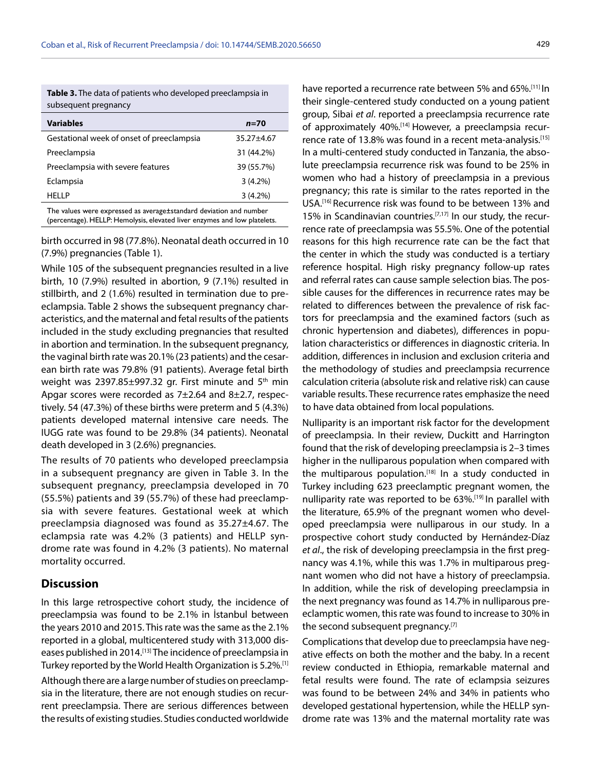**Table 3.** The data of patients who developed preeclampsia in subsequent pregnancy

| Variables | *n*=70 |
|---|---|
| Gestational week of onset of preeclampsia | 35.27±4.67 |
| Preeclampsia | 31 (44.2%) |
| Preeclampsia with severe features | 39 (55.7%) |
| Eclampsia | 3 (4.2%) |
| HELLP | 3 (4.2%) |

The values were expressed as average±standard deviation and number (percentage). HELLP: Hemolysis, elevated liver enzymes and low platelets.

birth occurred in 98 (77.8%). Neonatal death occurred in 10 (7.9%) pregnancies (Table 1).

While 105 of the subsequent pregnancies resulted in a live birth, 10 (7.9%) resulted in abortion, 9 (7.1%) resulted in stillbirth, and 2 (1.6%) resulted in termination due to preeclampsia. Table 2 shows the subsequent pregnancy characteristics, and the maternal and fetal results of the patients included in the study excluding pregnancies that resulted in abortion and termination. In the subsequent pregnancy, the vaginal birth rate was 20.1% (23 patients) and the cesarean birth rate was 79.8% (91 patients). Average fetal birth weight was 2397.85±997.32 gr. First minute and 5th min Apgar scores were recorded as 7±2.64 and 8±2.7, respectively. 54 (47.3%) of these births were preterm and 5 (4.3%) patients developed maternal intensive care needs. The IUGG rate was found to be 29.8% (34 patients). Neonatal death developed in 3 (2.6%) pregnancies.

The results of 70 patients who developed preeclampsia in a subsequent pregnancy are given in Table 3. In the subsequent pregnancy, preeclampsia developed in 70 (55.5%) patients and 39 (55.7%) of these had preeclampsia with severe features. Gestational week at which preeclampsia diagnosed was found as 35.27±4.67. The eclampsia rate was 4.2% (3 patients) and HELLP syndrome rate was found in 4.2% (3 patients). No maternal mortality occurred.

## Discussion

In this large retrospective cohort study, the incidence of preeclampsia was found to be 2.1% in İstanbul between the years 2010 and 2015. This rate was the same as the 2.1% reported in a global, multicentered study with 313,000 diseases published in 2014.[13] The incidence of preeclampsia in Turkey reported by the World Health Organization is 5.2%.[1]

Although there are a large number of studies on preeclampsia in the literature, there are not enough studies on recurrent preeclampsia. There are serious differences between the results of existing studies. Studies conducted worldwide have reported a recurrence rate between 5% and 65%.[11] In their single-centered study conducted on a young patient group, Sibai *et al*. reported a preeclampsia recurrence rate of approximately 40%.[14] However, a preeclampsia recurrence rate of 13.8% was found in a recent meta-analysis.[15] In a multi-centered study conducted in Tanzania, the absolute preeclampsia recurrence risk was found to be 25% in women who had a history of preeclampsia in a previous pregnancy; this rate is similar to the rates reported in the USA.[16] Recurrence risk was found to be between 13% and 15% in Scandinavian countries.[7,17] In our study, the recurrence rate of preeclampsia was 55.5%. One of the potential reasons for this high recurrence rate can be the fact that the center in which the study was conducted is a tertiary reference hospital. High risky pregnancy follow-up rates and referral rates can cause sample selection bias. The possible causes for the differences in recurrence rates may be related to differences between the prevalence of risk factors for preeclampsia and the examined factors (such as chronic hypertension and diabetes), differences in population characteristics or differences in diagnostic criteria. In addition, differences in inclusion and exclusion criteria and the methodology of studies and preeclampsia recurrence calculation criteria (absolute risk and relative risk) can cause variable results. These recurrence rates emphasize the need to have data obtained from local populations.

Nulliparity is an important risk factor for the development of preeclampsia. In their review, Duckitt and Harrington found that the risk of developing preeclampsia is 2–3 times higher in the nulliparous population when compared with the multiparous population.[18] In a study conducted in Turkey including 623 preeclamptic pregnant women, the nulliparity rate was reported to be 63%.[19] In parallel with the literature, 65.9% of the pregnant women who developed preeclampsia were nulliparous in our study. In a prospective cohort study conducted by Hernández-Díaz *et al*., the risk of developing preeclampsia in the first pregnancy was 4.1%, while this was 1.7% in multiparous pregnant women who did not have a history of preeclampsia. In addition, while the risk of developing preeclampsia in the next pregnancy was found as 14.7% in nulliparous preeclamptic women, this rate was found to increase to 30% in the second subsequent pregnancy.[7]

Complications that develop due to preeclampsia have negative effects on both the mother and the baby. In a recent review conducted in Ethiopia, remarkable maternal and fetal results were found. The rate of eclampsia seizures was found to be between 24% and 34% in patients who developed gestational hypertension, while the HELLP syndrome rate was 13% and the maternal mortality rate was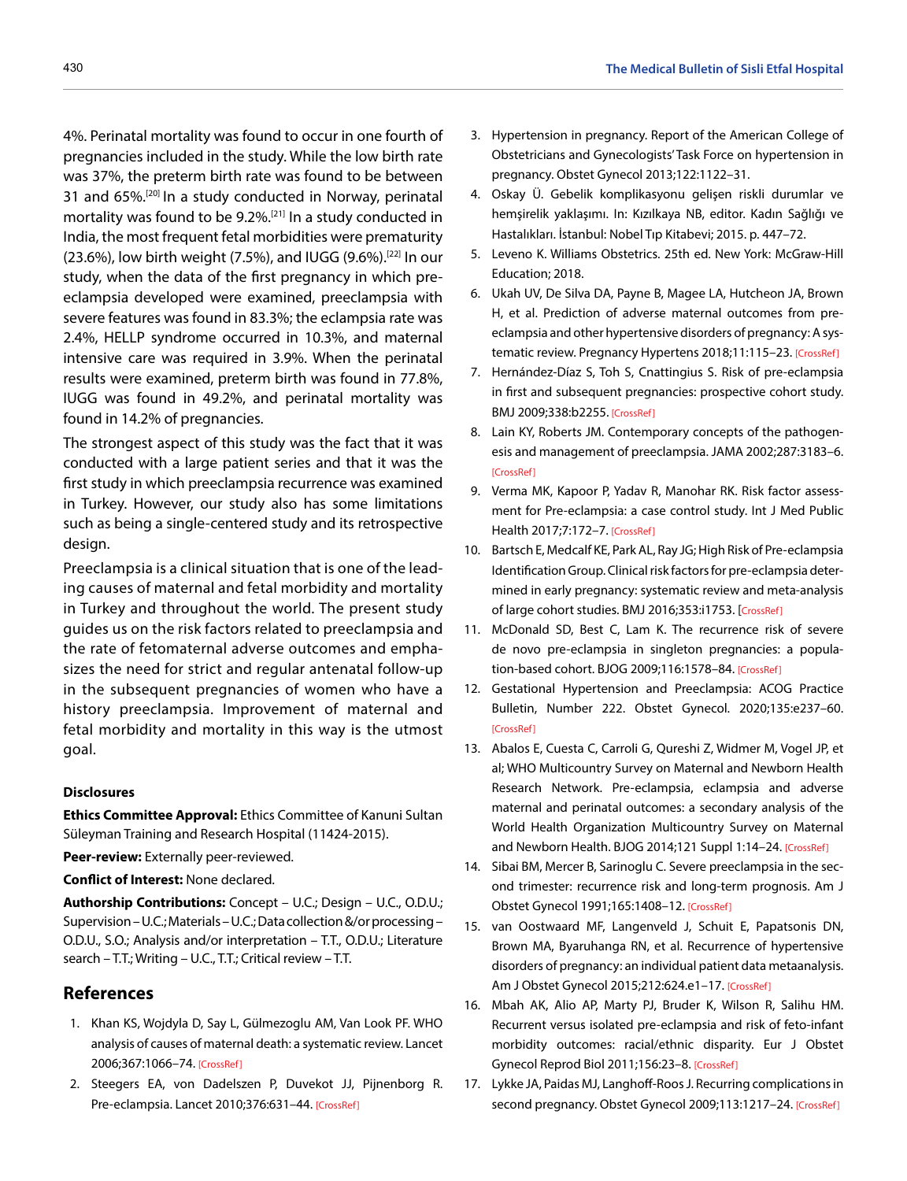4%. Perinatal mortality was found to occur in one fourth of pregnancies included in the study. While the low birth rate was 37%, the preterm birth rate was found to be between 31 and 65%.[20] In a study conducted in Norway, perinatal mortality was found to be 9.2%.[21] In a study conducted in India, the most frequent fetal morbidities were prematurity (23.6%), low birth weight (7.5%), and IUGG (9.6%).[22] In our study, when the data of the first pregnancy in which preeclampsia developed were examined, preeclampsia with severe features was found in 83.3%; the eclampsia rate was 2.4%, HELLP syndrome occurred in 10.3%, and maternal intensive care was required in 3.9%. When the perinatal results were examined, preterm birth was found in 77.8%, IUGG was found in 49.2%, and perinatal mortality was found in 14.2% of pregnancies.

The strongest aspect of this study was the fact that it was conducted with a large patient series and that it was the first study in which preeclampsia recurrence was examined in Turkey. However, our study also has some limitations such as being a single-centered study and its retrospective design.

Preeclampsia is a clinical situation that is one of the leading causes of maternal and fetal morbidity and mortality in Turkey and throughout the world. The present study guides us on the risk factors related to preeclampsia and the rate of fetomaternal adverse outcomes and emphasizes the need for strict and regular antenatal follow-up in the subsequent pregnancies of women who have a history preeclampsia. Improvement of maternal and fetal morbidity and mortality in this way is the utmost goal.

### Disclosures

**Ethics Committee Approval:** Ethics Committee of Kanuni Sultan Süleyman Training and Research Hospital (11424-2015).

**Peer-review:** Externally peer-reviewed.

**Conflict of Interest:** None declared.

**Authorship Contributions:** Concept – U.C.; Design – U.C., O.D.U.; Supervision – U.C.; Materials – U.C.; Data collection &/or processing – O.D.U., S.O.; Analysis and/or interpretation – T.T., O.D.U.; Literature search – T.T.; Writing – U.C., T.T.; Critical review – T.T.

## References

1. Khan KS, Wojdyla D, Say L, Gülmezoglu AM, Van Look PF. WHO analysis of causes of maternal death: a systematic review. Lancet 2006;367:1066–74. [CrossRef]
2. Steegers EA, von Dadelszen P, Duvekot JJ, Pijnenborg R. Pre-eclampsia. Lancet 2010;376:631–44. [CrossRef]
3. Hypertension in pregnancy. Report of the American College of Obstetricians and Gynecologists' Task Force on hypertension in pregnancy. Obstet Gynecol 2013;122:1122–31.
4. Oskay Ü. Gebelik komplikasyonu gelişen riskli durumlar ve hemşirelik yaklaşımı. In: Kızılkaya NB, editor. Kadın Sağlığı ve Hastalıkları. İstanbul: Nobel Tıp Kitabevi; 2015. p. 447–72.
5. Leveno K. Williams Obstetrics. 25th ed. New York: McGraw-Hill Education; 2018.
6. Ukah UV, De Silva DA, Payne B, Magee LA, Hutcheon JA, Brown H, et al. Prediction of adverse maternal outcomes from pre-eclampsia and other hypertensive disorders of pregnancy: A systematic review. Pregnancy Hypertens 2018;11:115–23. [CrossRef]
7. Hernández-Díaz S, Toh S, Cnattingius S. Risk of pre-eclampsia in first and subsequent pregnancies: prospective cohort study. BMJ 2009;338:b2255. [CrossRef]
8. Lain KY, Roberts JM. Contemporary concepts of the pathogenesis and management of preeclampsia. JAMA 2002;287:3183–6. [CrossRef]
9. Verma MK, Kapoor P, Yadav R, Manohar RK. Risk factor assessment for Pre-eclampsia: a case control study. Int J Med Public Health 2017;7:172–7. [CrossRef]
10. Bartsch E, Medcalf KE, Park AL, Ray JG; High Risk of Pre-eclampsia Identification Group. Clinical risk factors for pre-eclampsia determined in early pregnancy: systematic review and meta-analysis of large cohort studies. BMJ 2016;353:i1753. [CrossRef]
11. McDonald SD, Best C, Lam K. The recurrence risk of severe de novo pre-eclampsia in singleton pregnancies: a population-based cohort. BJOG 2009;116:1578–84. [CrossRef]
12. Gestational Hypertension and Preeclampsia: ACOG Practice Bulletin, Number 222. Obstet Gynecol. 2020;135:e237–60. [CrossRef]
13. Abalos E, Cuesta C, Carroli G, Qureshi Z, Widmer M, Vogel JP, et al; WHO Multicountry Survey on Maternal and Newborn Health Research Network. Pre-eclampsia, eclampsia and adverse maternal and perinatal outcomes: a secondary analysis of the World Health Organization Multicountry Survey on Maternal and Newborn Health. BJOG 2014;121 Suppl 1:14–24. [CrossRef]
14. Sibai BM, Mercer B, Sarinoglu C. Severe preeclampsia in the second trimester: recurrence risk and long-term prognosis. Am J Obstet Gynecol 1991;165:1408–12. [CrossRef]
15. van Oostwaard MF, Langenveld J, Schuit E, Papatsonis DN, Brown MA, Byaruhanga RN, et al. Recurrence of hypertensive disorders of pregnancy: an individual patient data metaanalysis. Am J Obstet Gynecol 2015;212:624.e1–17. [CrossRef]
16. Mbah AK, Alio AP, Marty PJ, Bruder K, Wilson R, Salihu HM. Recurrent versus isolated pre-eclampsia and risk of feto-infant morbidity outcomes: racial/ethnic disparity. Eur J Obstet Gynecol Reprod Biol 2011;156:23–8. [CrossRef]
17. Lykke JA, Paidas MJ, Langhoff-Roos J. Recurring complications in second pregnancy. Obstet Gynecol 2009;113:1217–24. [CrossRef]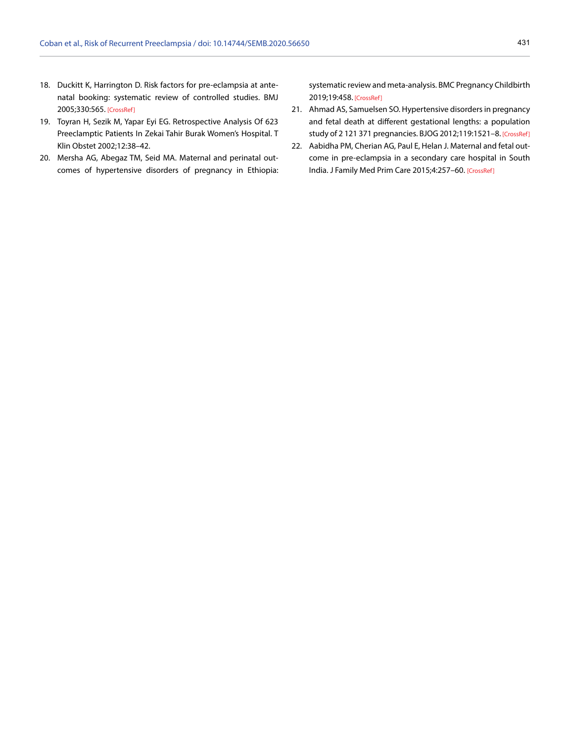18. Duckitt K, Harrington D. Risk factors for pre-eclampsia at antenatal booking: systematic review of controlled studies. BMJ 2005;330:565. [CrossRef]
19. Toyran H, Sezik M, Yapar Eyi EG. Retrospective Analysis Of 623 Preeclamptic Patients In Zekai Tahir Burak Women's Hospital. T Klin Obstet 2002;12:38–42.
20. Mersha AG, Abegaz TM, Seid MA. Maternal and perinatal outcomes of hypertensive disorders of pregnancy in Ethiopia: systematic review and meta-analysis. BMC Pregnancy Childbirth 2019;19:458. [CrossRef]
21. Ahmad AS, Samuelsen SO. Hypertensive disorders in pregnancy and fetal death at different gestational lengths: a population study of 2 121 371 pregnancies. BJOG 2012;119:1521–8. [CrossRef]
22. Aabidha PM, Cherian AG, Paul E, Helan J. Maternal and fetal outcome in pre-eclampsia in a secondary care hospital in South India. J Family Med Prim Care 2015;4:257–60. [CrossRef]